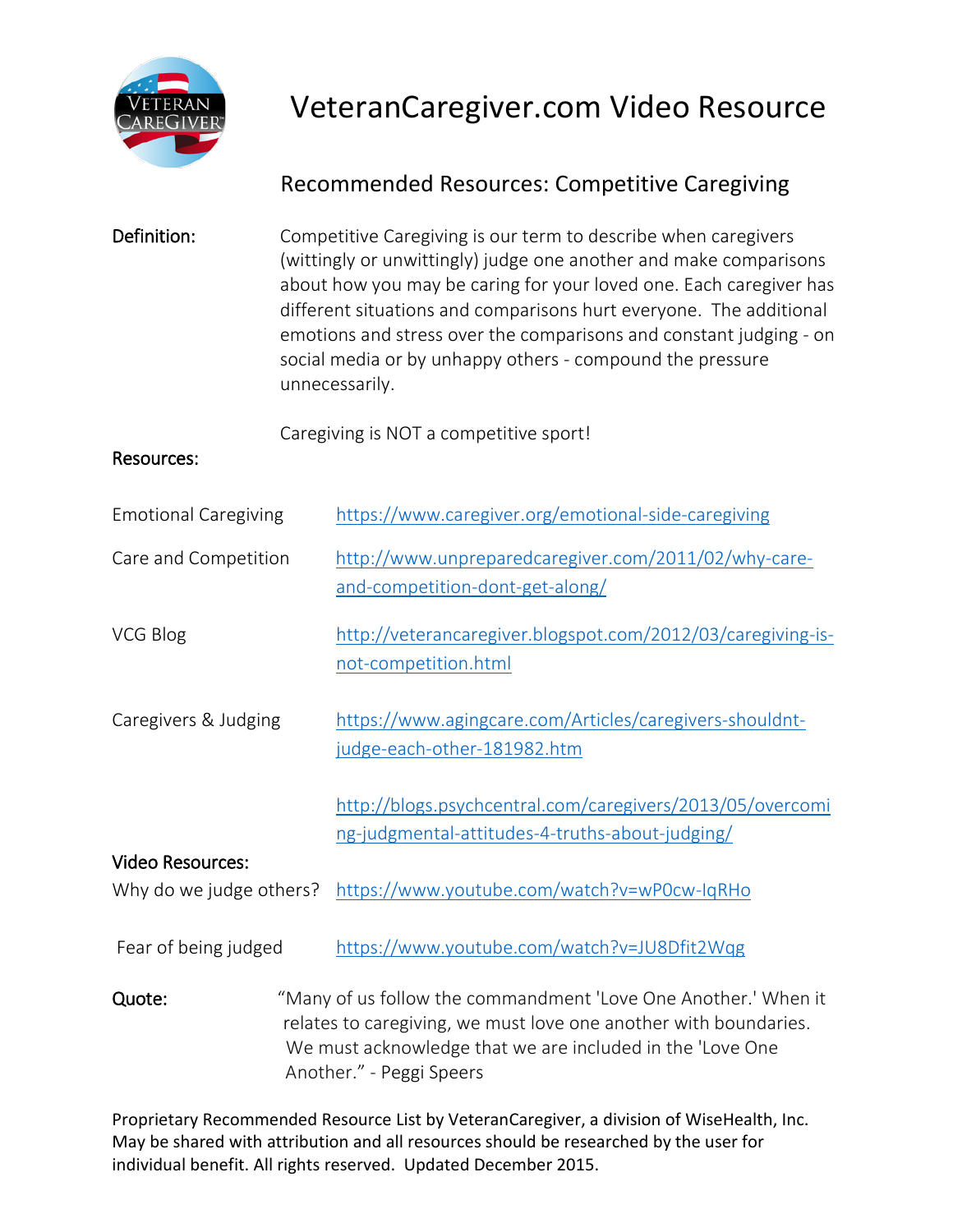# VeteranCaregiver.com Video Resource

## Recommended Resources: Competitive Caregiving

**Definition:** Competitive Caregiving is our term to describe when caregivers (wittingly or unwittingly) judge one another and make comparisons about how you may be caring for your loved one. Each caregiver has different situations and comparisons hurt everyone. The additional emotions and stress over the comparisons and constant judging - on social media or by unhappy others - compound the pressure unnecessarily.

Caregiving is NOT a competitive sport!

**Resources:**

| | |
|---|---|
| Emotional Caregiving | https://www.caregiver.org/emotional-side-caregiving |
| Care and Competition | http://www.unpreparedcaregiver.com/2011/02/why-care-and-competition-dont-get-along/ |
| VCG Blog | http://veterancaregiver.blogspot.com/2012/03/caregiving-is-not-competition.html |
| Caregivers & Judging | https://www.agingcare.com/Articles/caregivers-shouldnt-judge-each-other-181982.htm |
| | http://blogs.psychcentral.com/caregivers/2013/05/overcoming-judgmental-attitudes-4-truths-about-judging/ |

**Video Resources:**

| | |
|---|---|
| Why do we judge others? | https://www.youtube.com/watch?v=wP0cw-IqRHo |
| Fear of being judged | https://www.youtube.com/watch?v=JU8Dfit2Wqg |

**Quote:** "Many of us follow the commandment 'Love One Another.' When it relates to caregiving, we must love one another with boundaries. We must acknowledge that we are included in the 'Love One Another." - Peggi Speers

Proprietary Recommended Resource List by VeteranCaregiver, a division of WiseHealth, Inc. May be shared with attribution and all resources should be researched by the user for individual benefit. All rights reserved. Updated December 2015.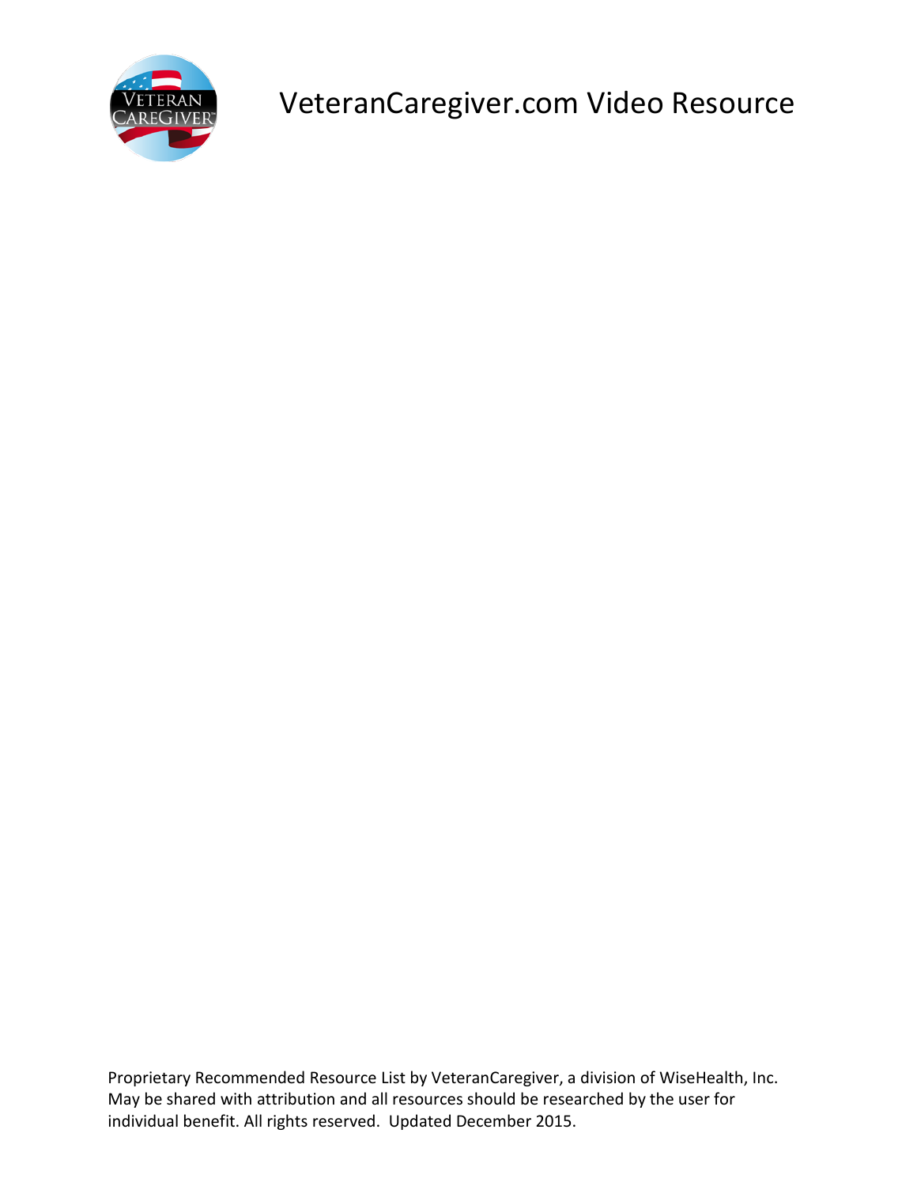# VeteranCaregiver.com Video Resource

Proprietary Recommended Resource List by VeteranCaregiver, a division of WiseHealth, Inc. May be shared with attribution and all resources should be researched by the user for individual benefit. All rights reserved. Updated December 2015.